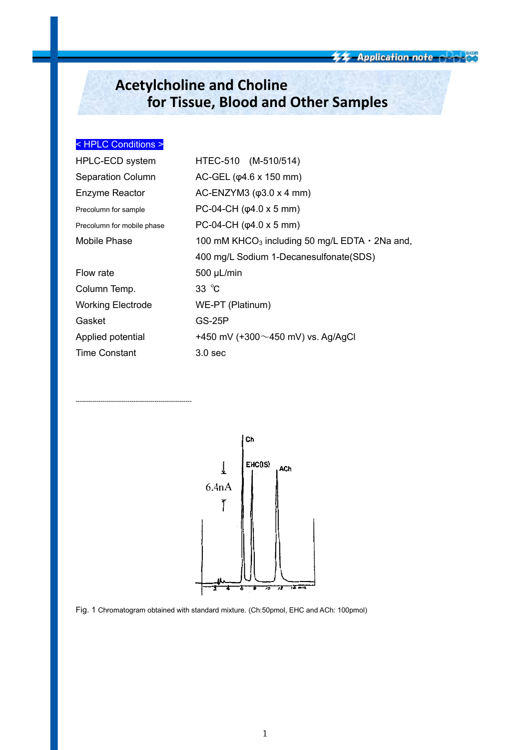# Acetylcholine and Choline for Tissue, Blood and Other Samples

**< HPLC Conditions >**

| | |
|---|---|
| HPLC-ECD system | HTEC-510 (M-510/514) |
| Separation Column | AC-GEL (φ4.6 x 150 mm) |
| Enzyme Reactor | AC-ENZYM3 (φ3.0 x 4 mm) |
| Precolumn for sample | PC-04-CH (φ4.0 x 5 mm) |
| Precolumn for mobile phase | PC-04-CH (φ4.0 x 5 mm) |
| Mobile Phase | 100 mM $KHCO_3$ including 50 mg/L EDTA・2Na and, 400 mg/L Sodium 1-Decanesulfonate(SDS) |
| Flow rate | 500 μL/min |
| Column Temp. | 33 ℃ |
| Working Electrode | WE-PT (Platinum) |
| Gasket | GS-25P |
| Applied potential | +450 mV (+300～450 mV) vs. Ag/AgCl |
| Time Constant | 3.0 sec |

Fig. 1 Chromatogram obtained with standard mixture. (Ch:50pmol, EHC and ACh: 100pmol)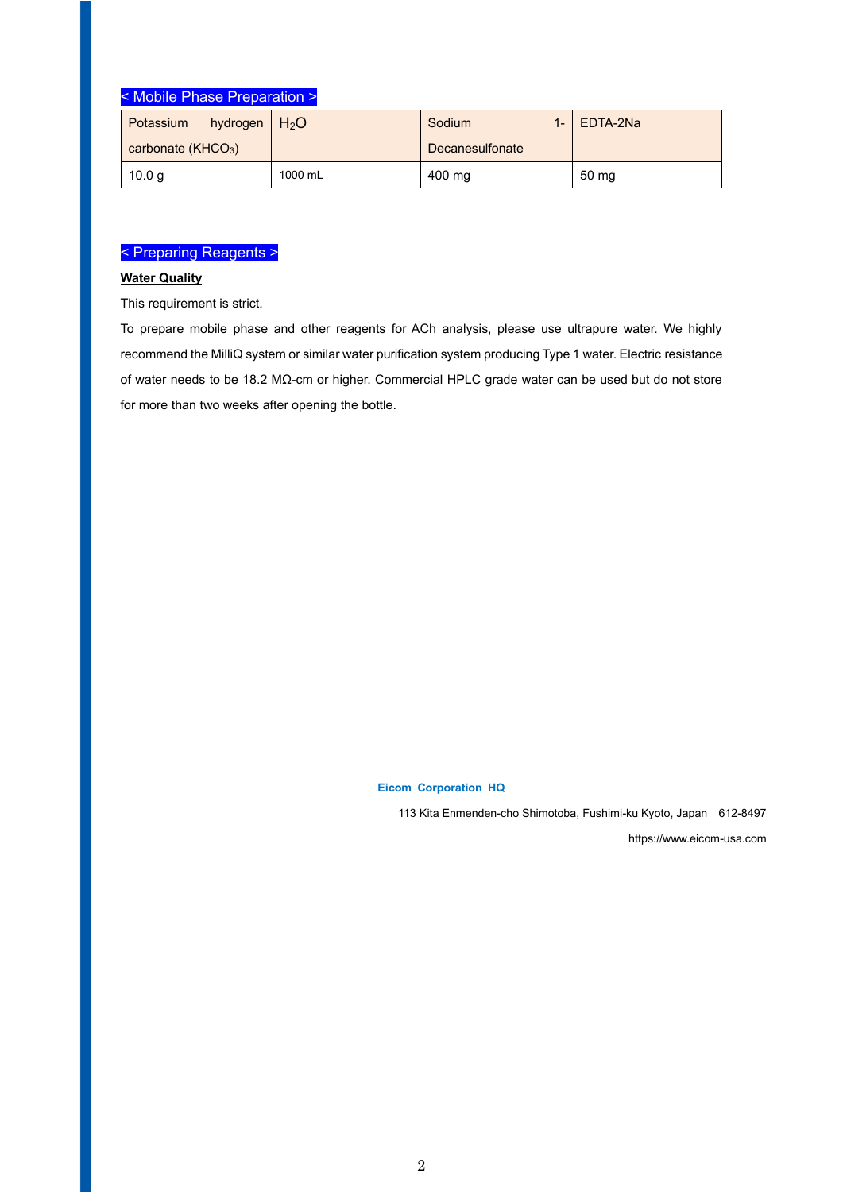## < Mobile Phase Preparation >

| Potassium hydrogen carbonate ($KHCO_3$) | $H_2O$ | Sodium 1-Decanesulfonate | EDTA-2Na |
|---|---|---|---|
| 10.0 g | 1000 mL | 400 mg | 50 mg |

## < Preparing Reagents >

**Water Quality**

This requirement is strict.

To prepare mobile phase and other reagents for ACh analysis, please use ultrapure water. We highly recommend the MilliQ system or similar water purification system producing Type 1 water. Electric resistance of water needs to be 18.2 MΩ-cm or higher. Commercial HPLC grade water can be used but do not store for more than two weeks after opening the bottle.

**Eicom Corporation HQ**

113 Kita Enmenden-cho Shimotoba, Fushimi-ku Kyoto, Japan 612-8497

https://www.eicom-usa.com